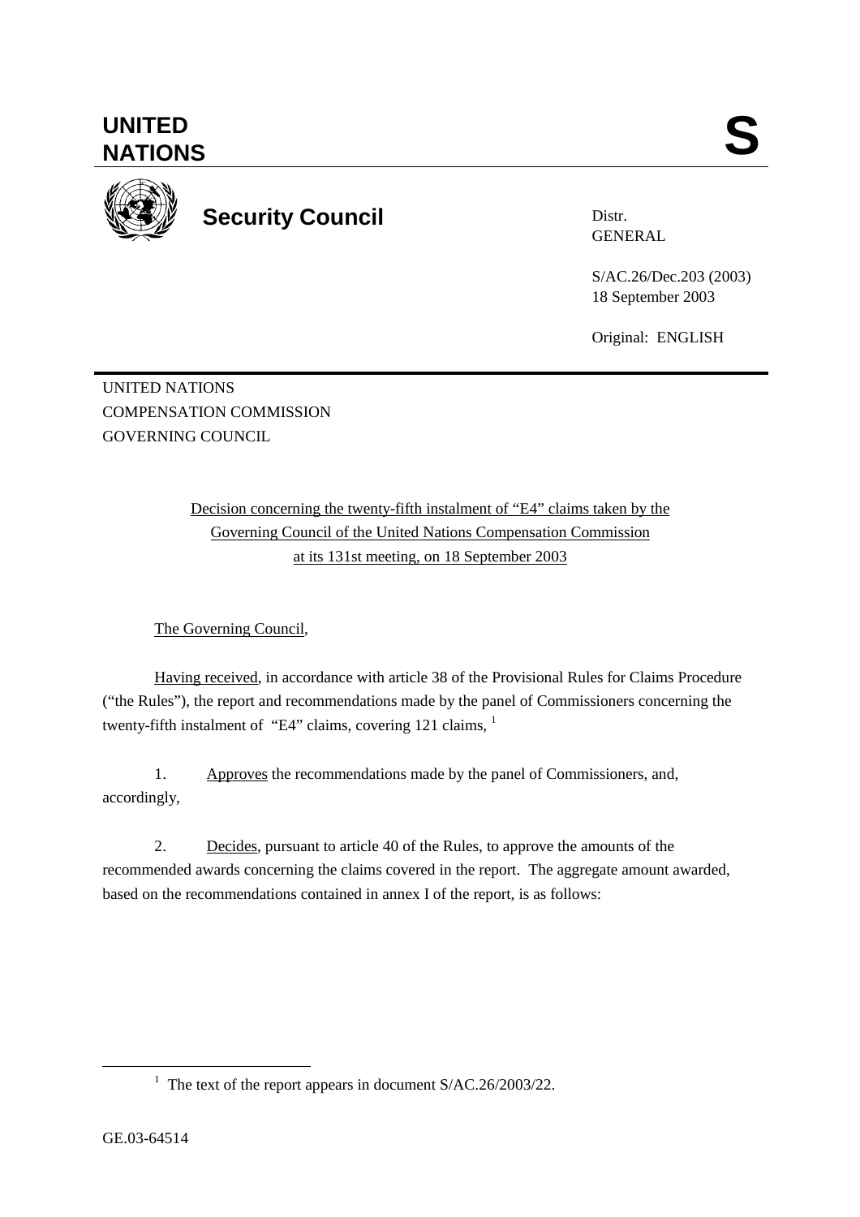# UNITED NATIONS

# S

## Security Council

Distr.
GENERAL

S/AC.26/Dec.203 (2003)
18 September 2003

Original: ENGLISH

UNITED NATIONS
COMPENSATION COMMISSION
GOVERNING COUNCIL

Decision concerning the twenty-fifth instalment of "E4" claims taken by the Governing Council of the United Nations Compensation Commission at its 131st meeting, on 18 September 2003

The Governing Council,

Having received, in accordance with article 38 of the Provisional Rules for Claims Procedure ("the Rules"), the report and recommendations made by the panel of Commissioners concerning the twenty-fifth instalment of "E4" claims, covering 121 claims, [1]

1. Approves the recommendations made by the panel of Commissioners, and, accordingly,

2. Decides, pursuant to article 40 of the Rules, to approve the amounts of the recommended awards concerning the claims covered in the report. The aggregate amount awarded, based on the recommendations contained in annex I of the report, is as follows:

[1] The text of the report appears in document S/AC.26/2003/22.

GE.03-64514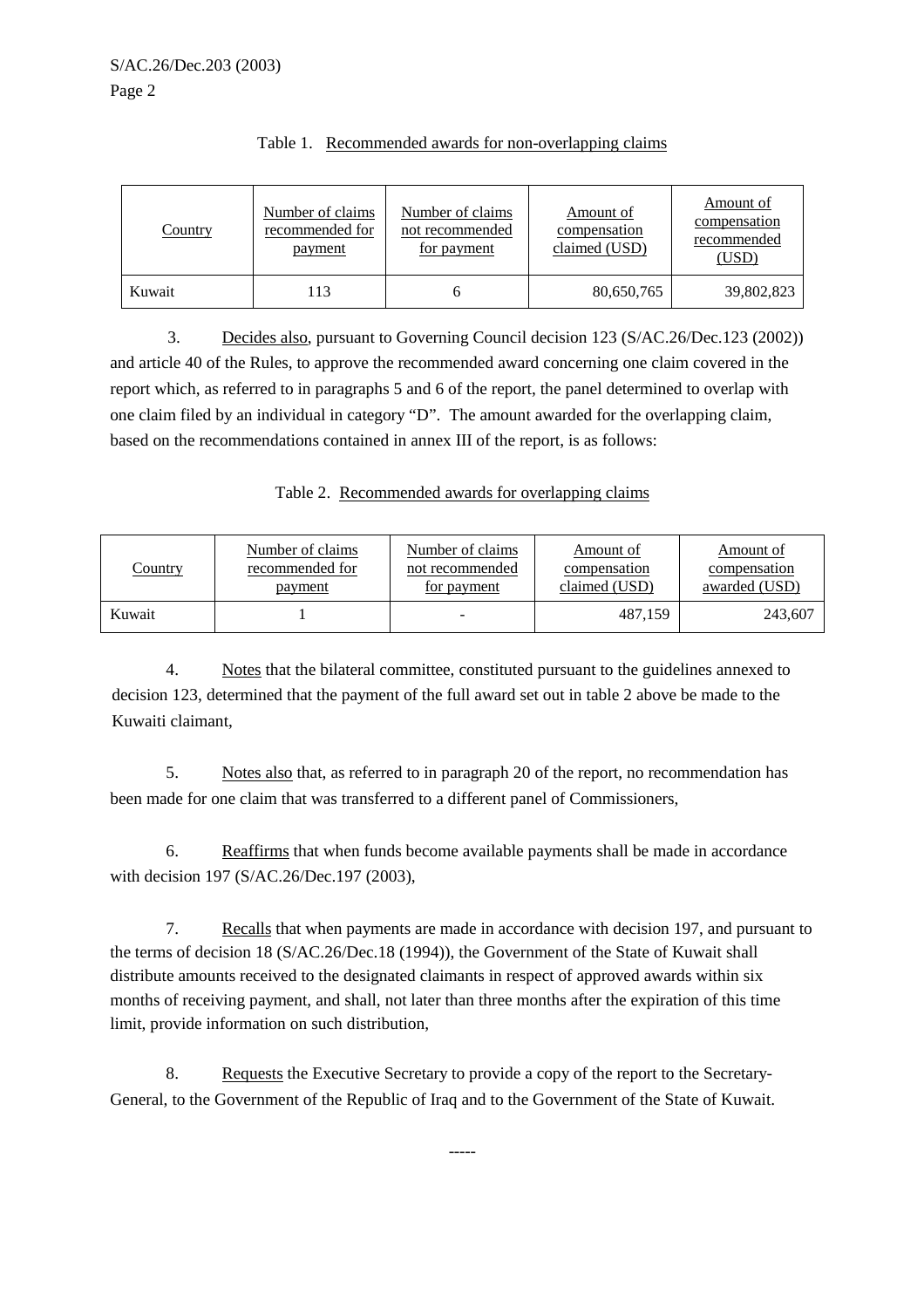Table 1. Recommended awards for non-overlapping claims

| Country | Number of claims recommended for payment | Number of claims not recommended for payment | Amount of compensation claimed (USD) | Amount of compensation recommended (USD) |
|---|---|---|---|---|
| Kuwait | 113 | 6 | 80,650,765 | 39,802,823 |

3. Decides also, pursuant to Governing Council decision 123 (S/AC.26/Dec.123 (2002)) and article 40 of the Rules, to approve the recommended award concerning one claim covered in the report which, as referred to in paragraphs 5 and 6 of the report, the panel determined to overlap with one claim filed by an individual in category "D". The amount awarded for the overlapping claim, based on the recommendations contained in annex III of the report, is as follows:

Table 2. Recommended awards for overlapping claims

| Country | Number of claims recommended for payment | Number of claims not recommended for payment | Amount of compensation claimed (USD) | Amount of compensation awarded (USD) |
|---|---|---|---|---|
| Kuwait | 1 | - | 487,159 | 243,607 |

4. Notes that the bilateral committee, constituted pursuant to the guidelines annexed to decision 123, determined that the payment of the full award set out in table 2 above be made to the Kuwaiti claimant,

5. Notes also that, as referred to in paragraph 20 of the report, no recommendation has been made for one claim that was transferred to a different panel of Commissioners,

6. Reaffirms that when funds become available payments shall be made in accordance with decision 197 (S/AC.26/Dec.197 (2003),

7. Recalls that when payments are made in accordance with decision 197, and pursuant to the terms of decision 18 (S/AC.26/Dec.18 (1994)), the Government of the State of Kuwait shall distribute amounts received to the designated claimants in respect of approved awards within six months of receiving payment, and shall, not later than three months after the expiration of this time limit, provide information on such distribution,

8. Requests the Executive Secretary to provide a copy of the report to the Secretary-General, to the Government of the Republic of Iraq and to the Government of the State of Kuwait.

-----